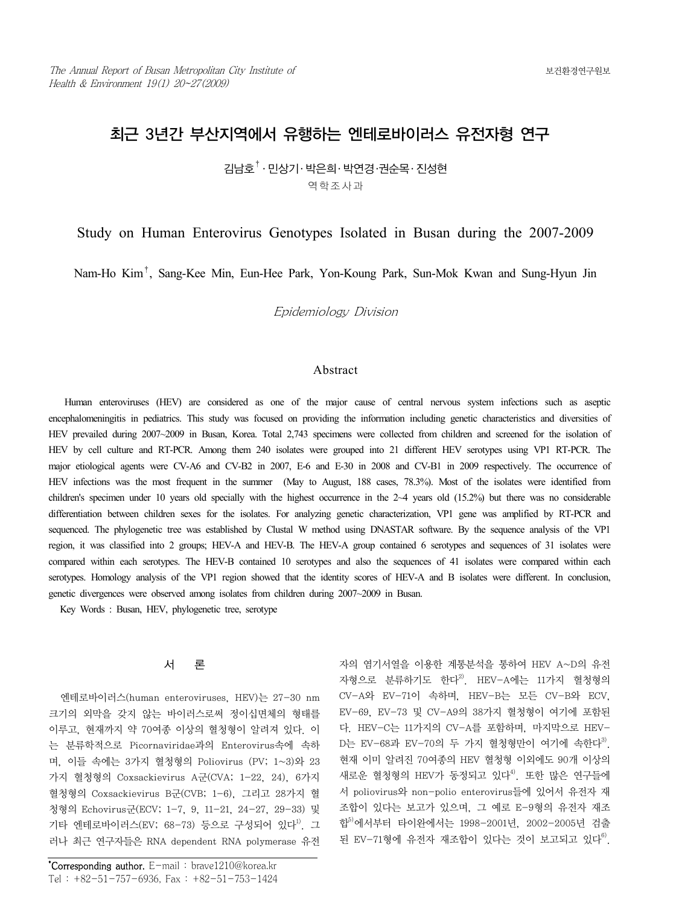# 최근 3년간 부산지역에서 유행하는 엔테로바이러스 유전자형 연구

김남호[†] · 민상기 · 박은희 · 박연경 · 권순목 · 진성현

역학조사과

## Study on Human Enterovirus Genotypes Isolated in Busan during the 2007-2009

Nam-Ho Kim[†], Sang-Kee Min, Eun-Hee Park, Yon-Koung Park, Sun-Mok Kwan and Sung-Hyun Jin

*Epidemiology Division*

### Abstract

Human enteroviruses (HEV) are considered as one of the major cause of central nervous system infections such as aseptic encephalomeningitis in pediatrics. This study was focused on providing the information including genetic characteristics and diversities of HEV prevailed during 2007~2009 in Busan, Korea. Total 2,743 specimens were collected from children and screened for the isolation of HEV by cell culture and RT-PCR. Among them 240 isolates were grouped into 21 different HEV serotypes using VP1 RT-PCR. The major etiological agents were CV-A6 and CV-B2 in 2007, E-6 and E-30 in 2008 and CV-B1 in 2009 respectively. The occurrence of HEV infections was the most frequent in the summer (May to August, 188 cases, 78.3%). Most of the isolates were identified from children's specimen under 10 years old specially with the highest occurrence in the 2~4 years old (15.2%) but there was no considerable differentiation between children sexes for the isolates. For analyzing genetic characterization, VP1 gene was amplified by RT-PCR and sequenced. The phylogenetic tree was established by Clustal W method using DNASTAR software. By the sequence analysis of the VP1 region, it was classified into 2 groups; HEV-A and HEV-B. The HEV-A group contained 6 serotypes and sequences of 31 isolates were compared within each serotypes. The HEV-B contained 10 serotypes and also the sequences of 41 isolates were compared within each serotypes. Homology analysis of the VP1 region showed that the identity scores of HEV-A and B isolates were different. In conclusion, genetic divergences were observed among isolates from children during 2007~2009 in Busan.

Key Words : Busan, HEV, phylogenetic tree, serotype

## 서 론

엔테로바이러스(human enteroviruses, HEV)는 27-30 nm 크기의 외막을 갖지 않는 바이러스로써 정이십면체의 형태를 이루고, 현재까지 약 70여종 이상의 혈청형이 알려져 있다. 이는 분류학적으로 Picornaviridae과의 Enterovirus속에 속하며, 이들 속에는 3가지 혈청형의 Poliovirus (PV; 1~3)와 23가지 혈청형의 Coxsackievirus A군(CVA; 1-22, 24), 6가지 혈청형의 Coxsackievirus B군(CVB; 1-6), 그리고 28가지 혈청형의 Echovirus군(ECV; 1-7, 9, 11-21, 24-27, 29-33) 및 기타 엔테로바이러스(EV; 68-73) 등으로 구성되어 있다[1]. 그러나 최근 연구자들은 RNA dependent RNA polymerase 유전자의 염기서열을 이용한 계통분석을 통하여 HEV A~D의 유전자형으로 분류하기도 한다[2]. HEV-A에는 11가지 혈청형의 CV-A와 EV-71이 속하며, HEV-B는 모든 CV-B와 ECV, EV-69, EV-73 및 CV-A9의 38가지 혈청형이 여기에 포함된다. HEV-C는 11가지의 CV-A를 포함하며, 마지막으로 HEV-D는 EV-68과 EV-70의 두 가지 혈청형만이 여기에 속한다[3]. 현재 이미 알려진 70여종의 HEV 혈청형 이외에도 90개 이상의 새로운 혈청형의 HEV가 동정되고 있다[4]. 또한 많은 연구들에서 poliovirus와 non-polio enterovirus들에 있어서 유전자 재조합이 있다는 보고가 있으며, 그 예로 E-9형의 유전자 재조합[5]에서부터 타이완에서는 1998-2001년, 2002-2005년 검출된 EV-71형에 유전자 재조합이 있다는 것이 보고되고 있다[6].

*Corresponding author. E-mail : brave1210@korea.kr
Tel : +82-51-757-6936, Fax : +82-51-753-1424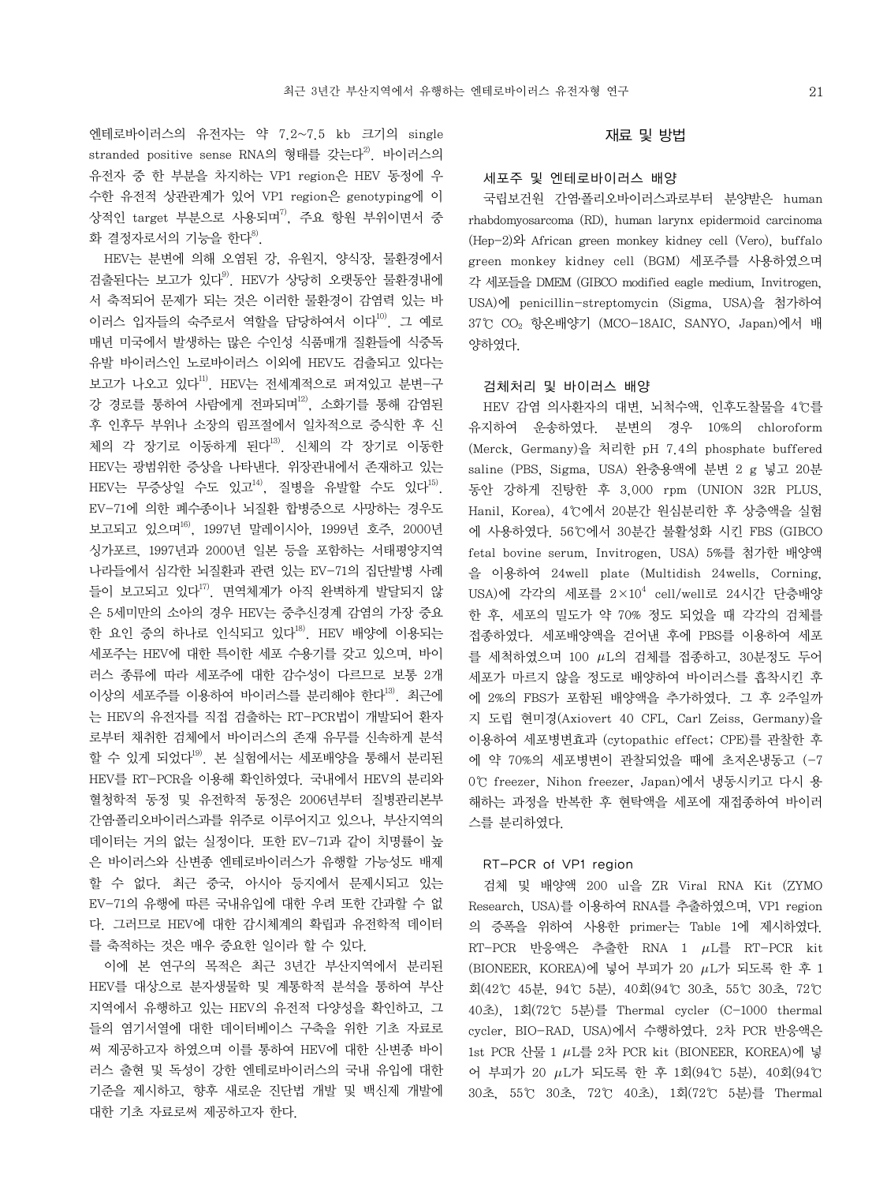엔테로바이러스의 유전자는 약 7.2~7.5 kb 크기의 single stranded positive sense RNA의 형태를 갖는다[2]. 바이러스의 유전자 중 한 부분을 차지하는 VP1 region은 HEV 동정에 우수한 유전적 상관관계가 있어 VP1 region은 genotyping에 이상적인 target 부분으로 사용되며[7], 주요 항원 부위이면서 중화 결정자로서의 기능을 한다[8].

HEV는 분변에 의해 오염된 강, 유원지, 양식장, 물환경에서 검출된다는 보고가 있다[9]. HEV가 상당히 오랫동안 물환경내에서 축적되어 문제가 되는 것은 이러한 물환경이 감염력 있는 바이러스 입자들의 숙주로서 역할을 담당하여서 이다[10]. 그 예로 매년 미국에서 발생하는 많은 수인성 식품매개 질환들에 식중독 유발 바이러스인 노로바이러스 이외에 HEV도 검출되고 있다는 보고가 나오고 있다[11]. HEV는 전세계적으로 퍼져있고 분변-구강 경로를 통하여 사람에게 전파되며[12], 소화기를 통해 감염된 후 인후두 부위나 소장의 림프절에서 일차적으로 증식한 후 신체의 각 장기로 이동하게 된다[13]. 신체의 각 장기로 이동한 HEV는 광범위한 증상을 나타낸다. 위장관내에서 존재하고 있는 HEV는 무증상일 수도 있고[14], 질병을 유발할 수도 있다[15]. EV-71에 의한 폐수종이나 뇌질환 합병증으로 사망하는 경우도 보고되고 있으며[16], 1997년 말레이시아, 1999년 호주, 2000년 싱가포르, 1997년과 2000년 일본 등을 포함하는 서태평양지역 나라들에서 심각한 뇌질환과 관련 있는 EV-71의 집단발병 사례들이 보고되고 있다[17]. 면역체계가 아직 완벽하게 발달되지 않은 5세미만의 소아의 경우 HEV는 중추신경계 감염의 가장 중요한 요인 중의 하나로 인식되고 있다[18]. HEV 배양에 이용되는 세포주는 HEV에 대한 특이한 세포 수용기를 갖고 있으며, 바이러스 종류에 따라 세포주에 대한 감수성이 다르므로 보통 2개 이상의 세포주를 이용하여 바이러스를 분리해야 한다[13]. 최근에는 HEV의 유전자를 직접 검출하는 RT-PCR법이 개발되어 환자로부터 채취한 검체에서 바이러스의 존재 유무를 신속하게 분석할 수 있게 되었다[19]. 본 실험에서는 세포배양을 통해서 분리된 HEV를 RT-PCR을 이용해 확인하였다. 국내에서 HEV의 분리와 혈청학적 동정 및 유전학적 동정은 2006년부터 질병관리본부 간염·폴리오바이러스과를 위주로 이루어지고 있으나, 부산지역의 데이터는 거의 없는 실정이다. 또한 EV-71과 같이 치명률이 높은 바이러스와 산변종 엔테로바이러스가 유행할 가능성도 배제할 수 없다. 최근 중국, 아시아 등지에서 문제시되고 있는 EV-71의 유행에 따른 국내유입에 대한 우려 또한 간과할 수 없다. 그러므로 HEV에 대한 감시체계의 확립과 유전학적 데이터를 축적하는 것은 매우 중요한 일이라 할 수 있다.

이에 본 연구의 목적은 최근 3년간 부산지역에서 분리된 HEV를 대상으로 분자생물학 및 계통학적 분석을 통하여 부산지역에서 유행하고 있는 HEV의 유전적 다양성을 확인하고, 그들의 염기서열에 대한 데이터베이스 구축을 위한 기초 자료로써 제공하고자 하였으며 이를 통하여 HEV에 대한 산변종 바이러스 출현 및 독성이 강한 엔테로바이러스의 국내 유입에 대한 기준을 제시하고, 향후 새로운 진단법 개발 및 백신제 개발에 대한 기초 자료로써 제공하고자 한다.

## 재료 및 방법

### 세포주 및 엔테로바이러스 배양

국립보건원 간염·폴리오바이러스과로부터 분양받은 human rhabdomyosarcoma (RD), human larynx epidermoid carcinoma (Hep-2)와 African green monkey kidney cell (Vero), buffalo green monkey kidney cell (BGM) 세포주를 사용하였으며 각 세포들을 DMEM (GIBCO modified eagle medium, Invitrogen, USA)에 penicillin-streptomycin (Sigma, USA)을 첨가하여 37℃ $CO_2$ 항온배양기 (MCO-18AIC, SANYO, Japan)에서 배양하였다.

### 검체처리 및 바이러스 배양

HEV 감염 의사환자의 대변, 뇌척수액, 인후도찰물을 4℃를 유지하여 운송하였다. 분변의 경우 10%의 chloroform (Merck, Germany)을 처리한 pH 7.4의 phosphate buffered saline (PBS, Sigma, USA) 완충용액에 분변 2 g 넣고 20분 동안 강하게 진탕한 후 3,000 rpm (UNION 32R PLUS, Hanil, Korea), 4℃에서 20분간 원심분리한 후 상층액을 실험에 사용하였다. 56℃에서 30분간 불활성화 시킨 FBS (GIBCO fetal bovine serum, Invitrogen, USA) 5%를 첨가한 배양액을 이용하여 24well plate (Multidish 24wells, Corning, USA)에 각각의 세포를 $2\times10^4$ cell/well로 24시간 단층배양한 후, 세포의 밀도가 약 70% 정도 되었을 때 각각의 검체를 접종하였다. 세포배양액을 걷어낸 후에 PBS를 이용하여 세포를 세척하였으며 100 $\mu$L의 검체를 접종하고, 30분정도 두어 세포가 마르지 않을 정도로 배양하여 바이러스를 흡착시킨 후에 2%의 FBS가 포함된 배양액을 추가하였다. 그 후 2주일까지 도립 현미경(Axiovert 40 CFL, Carl Zeiss, Germany)을 이용하여 세포병변효과 (cytopathic effect; CPE)를 관찰한 후에 약 70%의 세포병변이 관찰되었을 때에 초저온냉동고 (-70℃ freezer, Nihon freezer, Japan)에서 냉동시키고 다시 용해하는 과정을 반복한 후 현탁액을 세포에 재접종하여 바이러스를 분리하였다.

### RT-PCR of VP1 region

검체 및 배양액 200 ul을 ZR Viral RNA Kit (ZYMO Research, USA)를 이용하여 RNA를 추출하였으며, VP1 region의 증폭을 위하여 사용한 primer는 Table 1에 제시하였다. RT-PCR 반응액은 추출한 RNA 1 $\mu$L를 RT-PCR kit (BIONEER, KOREA)에 넣어 부피가 20 $\mu$L가 되도록 한 후 1회(42℃ 45분, 94℃ 5분), 40회(94℃ 30초, 55℃ 30초, 72℃ 40초), 1회(72℃ 5분)를 Thermal cycler (C-1000 thermal cycler, BIO-RAD, USA)에서 수행하였다. 2차 PCR 반응액은 1st PCR 산물 1 $\mu$L를 2차 PCR kit (BIONEER, KOREA)에 넣어 부피가 20 $\mu$L가 되도록 한 후 1회(94℃ 5분), 40회(94℃ 30초, 55℃ 30초, 72℃ 40초), 1회(72℃ 5분)를 Thermal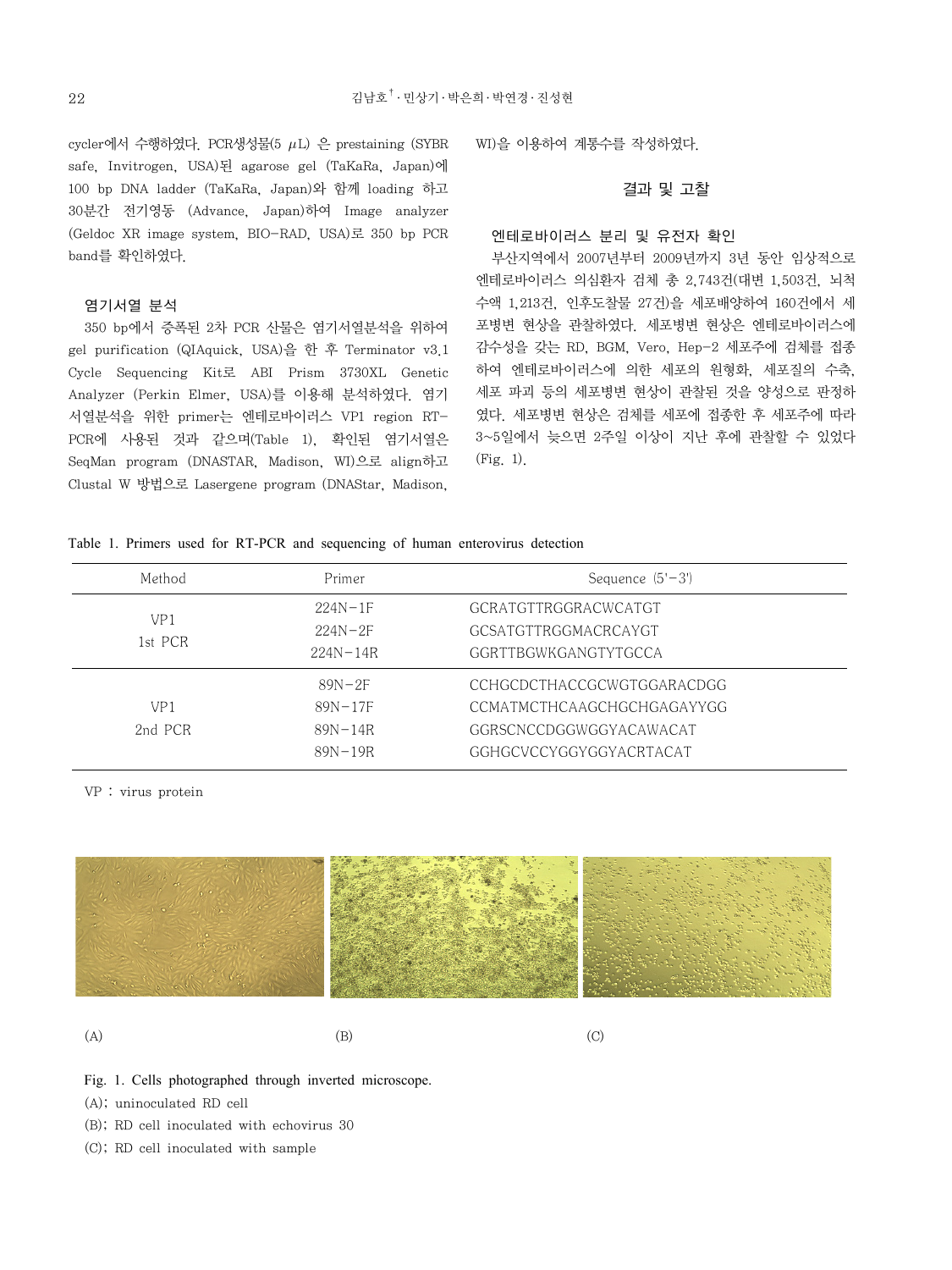cycler에서 수행하였다. PCR생성물(5 $\mu$L) 은 prestaining (SYBR safe, Invitrogen, USA)된 agarose gel (TaKaRa, Japan)에 100 bp DNA ladder (TaKaRa, Japan)와 함께 loading 하고 30분간 전기영동 (Advance, Japan)하여 Image analyzer (Geldoc XR image system, BIO-RAD, USA)로 350 bp PCR band를 확인하였다.

### 염기서열 분석

350 bp에서 증폭된 2차 PCR 산물은 염기서열분석을 위하여 gel purification (QIAquick, USA)을 한 후 Terminator v3.1 Cycle Sequencing Kit로 ABI Prism 3730XL Genetic Analyzer (Perkin Elmer, USA)를 이용해 분석하였다. 염기서열분석을 위한 primer는 엔테로바이러스 VP1 region RT-PCR에 사용된 것과 같으며(Table 1), 확인된 염기서열은 SeqMan program (DNASTAR, Madison, WI)으로 align하고 Clustal W 방법으로 Lasergene program (DNAStar, Madison, WI)을 이용하여 계통수를 작성하였다.

## 결과 및 고찰

### 엔테로바이러스 분리 및 유전자 확인

부산지역에서 2007년부터 2009년까지 3년 동안 임상적으로 엔테로바이러스 의심환자 검체 총 2,743건(대변 1,503건, 뇌척수액 1,213건, 인후도찰물 27건)을 세포배양하여 160건에서 세포병변 현상을 관찰하였다. 세포병변 현상은 엔테로바이러스에 감수성을 갖는 RD, BGM, Vero, Hep-2 세포주에 검체를 접종하여 엔테로바이러스에 의한 세포의 원형화, 세포질의 수축, 세포 파괴 등의 세포병변 현상이 관찰된 것을 양성으로 판정하였다. 세포병변 현상은 검체를 세포에 접종한 후 세포주에 따라 3~5일에서 늦으면 2주일 이상이 지난 후에 관찰할 수 있었다 (Fig. 1).

Table 1. Primers used for RT-PCR and sequencing of human enterovirus detection

| Method | Primer | Sequence (5'-3') |
|---|---|---|
| VP1 1st PCR | 224N-1F | GCRATGTTRGGRACWCATGT |
| | 224N-2F | GCSATGTTRGGMACRCAYGT |
| | 224N-14R | GGRTTBGWKGANGTYTGCCA |
| VP1 2nd PCR | 89N-2F | CCHGCDCTHACCGCWGTGGARACDGG |
| | 89N-17F | CCMATMCTHCAAGCHGCHGAGAYYGG |
| | 89N-14R | GGRSCNCCDGGWGGYACAWACAT |
| | 89N-19R | GGHGCVCCYGGYGGYACRTACAT |

VP : virus protein

(A) (B) (C)

Fig. 1. Cells photographed through inverted microscope.
(A); uninoculated RD cell
(B); RD cell inoculated with echovirus 30
(C); RD cell inoculated with sample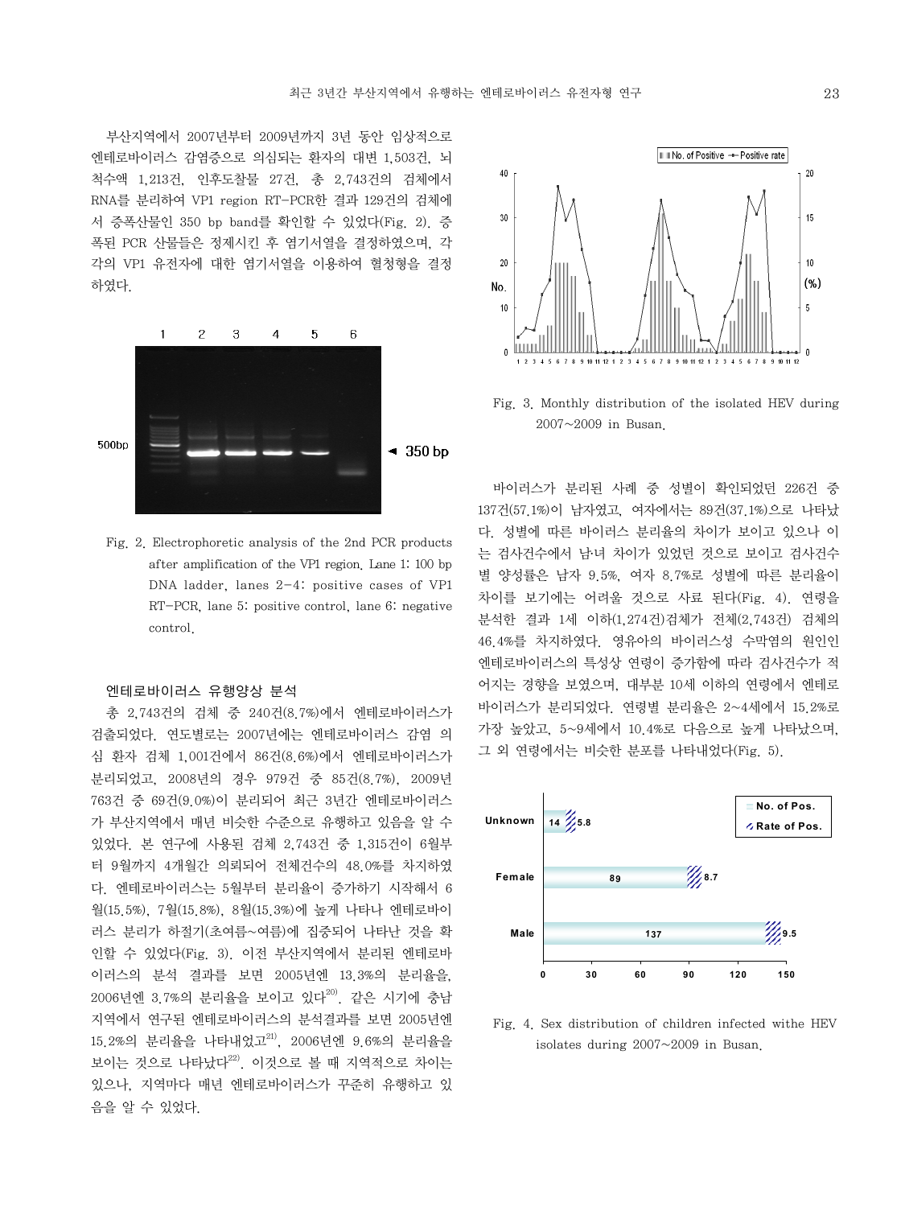부산지역에서 2007년부터 2009년까지 3년 동안 임상적으로 엔테로바이러스 감염증으로 의심되는 환자의 대변 1,503건, 뇌척수액 1,213건, 인후도찰물 27건, 총 2,743건의 검체에서 RNA를 분리하여 VP1 region RT-PCR한 결과 129건의 검체에서 증폭산물인 350 bp band를 확인할 수 있었다(Fig. 2). 증폭된 PCR 산물들은 정제시킨 후 염기서열을 결정하였으며, 각각의 VP1 유전자에 대한 염기서열을 이용하여 혈청형을 결정하였다.

Fig. 2. Electrophoretic analysis of the 2nd PCR products after amplification of the VP1 region. Lane 1: 100 bp DNA ladder, lanes 2–4: positive cases of VP1 RT-PCR, lane 5: positive control, lane 6: negative control.

### 엔테로바이러스 유행양상 분석

총 2,743건의 검체 중 240건(8.7%)에서 엔테로바이러스가 검출되었다. 연도별로는 2007년에는 엔테로바이러스 감염 의심 환자 검체 1,001건에서 86건(8.6%)에서 엔테로바이러스가 분리되었고, 2008년의 경우 979건 중 85건(8.7%), 2009년 763건 중 69건(9.0%)이 분리되어 최근 3년간 엔테로바이러스가 부산지역에서 매년 비슷한 수준으로 유행하고 있음을 알 수 있었다. 본 연구에 사용된 검체 2,743건 중 1,315건이 6월부터 9월까지 4개월간 의뢰되어 전체건수의 48.0%를 차지하였다. 엔테로바이러스는 5월부터 분리율이 증가하기 시작해서 6월(15.5%), 7월(15.8%), 8월(15.3%)에 높게 나타나 엔테로바이러스 분리가 하절기(초여름~여름)에 집중되어 나타난 것을 확인할 수 있었다(Fig. 3). 이전 부산지역에서 분리된 엔테로바이러스의 분석 결과를 보면 2005년엔 13.3%의 분리율을, 2006년엔 3.7%의 분리율을 보이고 있다[20]. 같은 시기에 충남지역에서 연구된 엔테로바이러스의 분석결과를 보면 2005년엔 15.2%의 분리율을 나타내었고[21], 2006년엔 9.6%의 분리율을 보이는 것으로 나타났다[22]. 이것으로 볼 때 지역적으로 차이는 있으나, 지역마다 매년 엔테로바이러스가 꾸준히 유행하고 있음을 알 수 있었다.

Fig. 3. Monthly distribution of the isolated HEV during 2007~2009 in Busan.

바이러스가 분리된 사례 중 성별이 확인되었던 226건 중 137건(57.1%)이 남자였고, 여자에서는 89건(37.1%)으로 나타났다. 성별에 따른 바이러스 분리율의 차이가 보이고 있으나 이는 검사건수에서 남·녀 차이가 있었던 것으로 보이고 검사건수별 양성률은 남자 9.5%, 여자 8.7%로 성별에 따른 분리율이 차이를 보기에는 어려울 것으로 사료 된다(Fig. 4). 연령을 분석한 결과 1세 이하(1,274건)검체가 전체(2,743건) 검체의 46.4%를 차지하였다. 영유아의 바이러스성 수막염의 원인인 엔테로바이러스의 특성상 연령이 증가함에 따라 검사건수가 적어지는 경향을 보였으며, 대부분 10세 이하의 연령에서 엔테로바이러스가 분리되었다. 연령별 분리율은 2~4세에서 15.2%로 가장 높았고, 5~9세에서 10.4%로 다음으로 높게 나타났으며, 그 외 연령에서는 비슷한 분포를 나타내었다(Fig. 5).

Fig. 4. Sex distribution of children infected withe HEV isolates during 2007~2009 in Busan.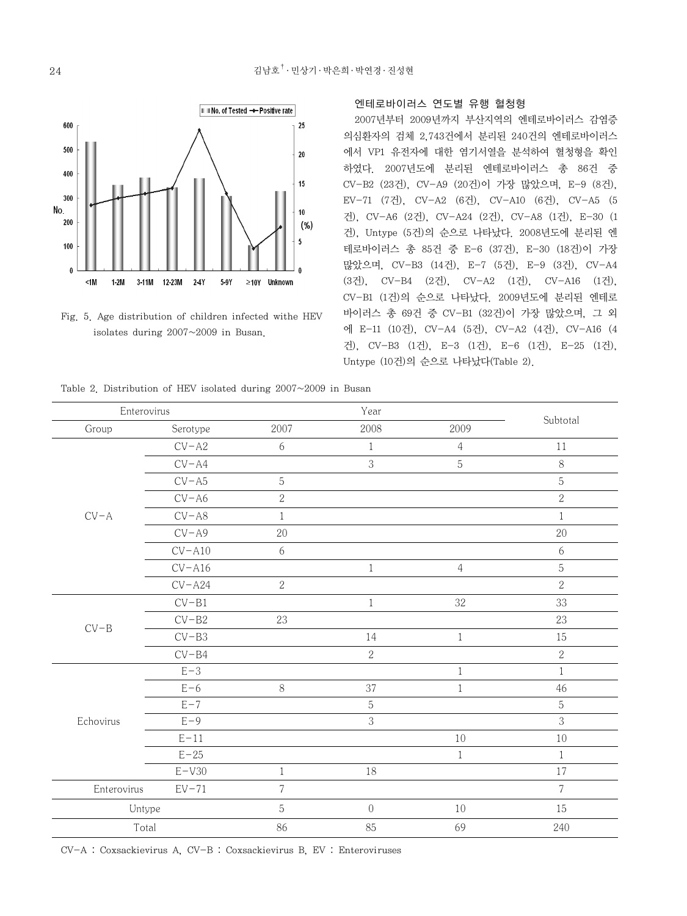Fig. 5. Age distribution of children infected withe HEV isolates during 2007~2009 in Busan.

### 엔테로바이러스 연도별 유행 혈청형

2007년부터 2009년까지 부산지역의 엔테로바이러스 감염증 의심환자의 검체 2,743건에서 분리된 240건의 엔테로바이러스에서 VP1 유전자에 대한 염기서열을 분석하여 혈청형을 확인하였다. 2007년도에 분리된 엔테로바이러스 총 86건 중 CV-B2 (23건), CV-A9 (20건)이 가장 많았으며, E-9 (8건), EV-71 (7건), CV-A2 (6건), CV-A10 (6건), CV-A5 (5건), CV-A6 (2건), CV-A24 (2건), CV-A8 (1건), E-30 (1건), Untype (5건)의 순으로 나타났다. 2008년도에 분리된 엔테로바이러스 총 85건 중 E-6 (37건), E-30 (18건)이 가장 많았으며, CV-B3 (14건), E-7 (5건), E-9 (3건), CV-A4 (3건), CV-B4 (2건), CV-A2 (1건), CV-A16 (1건), CV-B1 (1건)의 순으로 나타났다. 2009년도에 분리된 엔테로바이러스 총 69건 중 CV-B1 (32건)이 가장 많았으며, 그 외에 E-11 (10건), CV-A4 (5건), CV-A2 (4건), CV-A16 (4건), CV-B3 (1건), E-3 (1건), E-6 (1건), E-25 (1건), Untype (10건)의 순으로 나타났다(Table 2).

Table 2. Distribution of HEV isolated during 2007~2009 in Busan

| Enterovirus | | Year | | | Subtotal |
|---|---|---|---|---|---|
| Group | Serotype | 2007 | 2008 | 2009 | |
| CV-A | CV-A2 | 6 | 1 | 4 | 11 |
| | CV-A4 | | 3 | 5 | 8 |
| | CV-A5 | 5 | | | 5 |
| | CV-A6 | 2 | | | 2 |
| | CV-A8 | 1 | | | 1 |
| | CV-A9 | 20 | | | 20 |
| | CV-A10 | 6 | | | 6 |
| | CV-A16 | | 1 | 4 | 5 |
| | CV-A24 | 2 | | | 2 |
| CV-B | CV-B1 | | 1 | 32 | 33 |
| | CV-B2 | 23 | | | 23 |
| | CV-B3 | | 14 | 1 | 15 |
| | CV-B4 | | 2 | | 2 |
| Echovirus | E-3 | | | 1 | 1 |
| | E-6 | 8 | 37 | 1 | 46 |
| | E-7 | | 5 | | 5 |
| | E-9 | | 3 | | 3 |
| | E-11 | | | 10 | 10 |
| | E-25 | | | 1 | 1 |
| | E-V30 | 1 | 18 | | 17 |
| Enterovirus | EV-71 | 7 | | | 7 |
| Untype | | 5 | 0 | 10 | 15 |
| Total | | 86 | 85 | 69 | 240 |

CV-A : Coxsackievirus A, CV-B : Coxsackievirus B, EV : Enteroviruses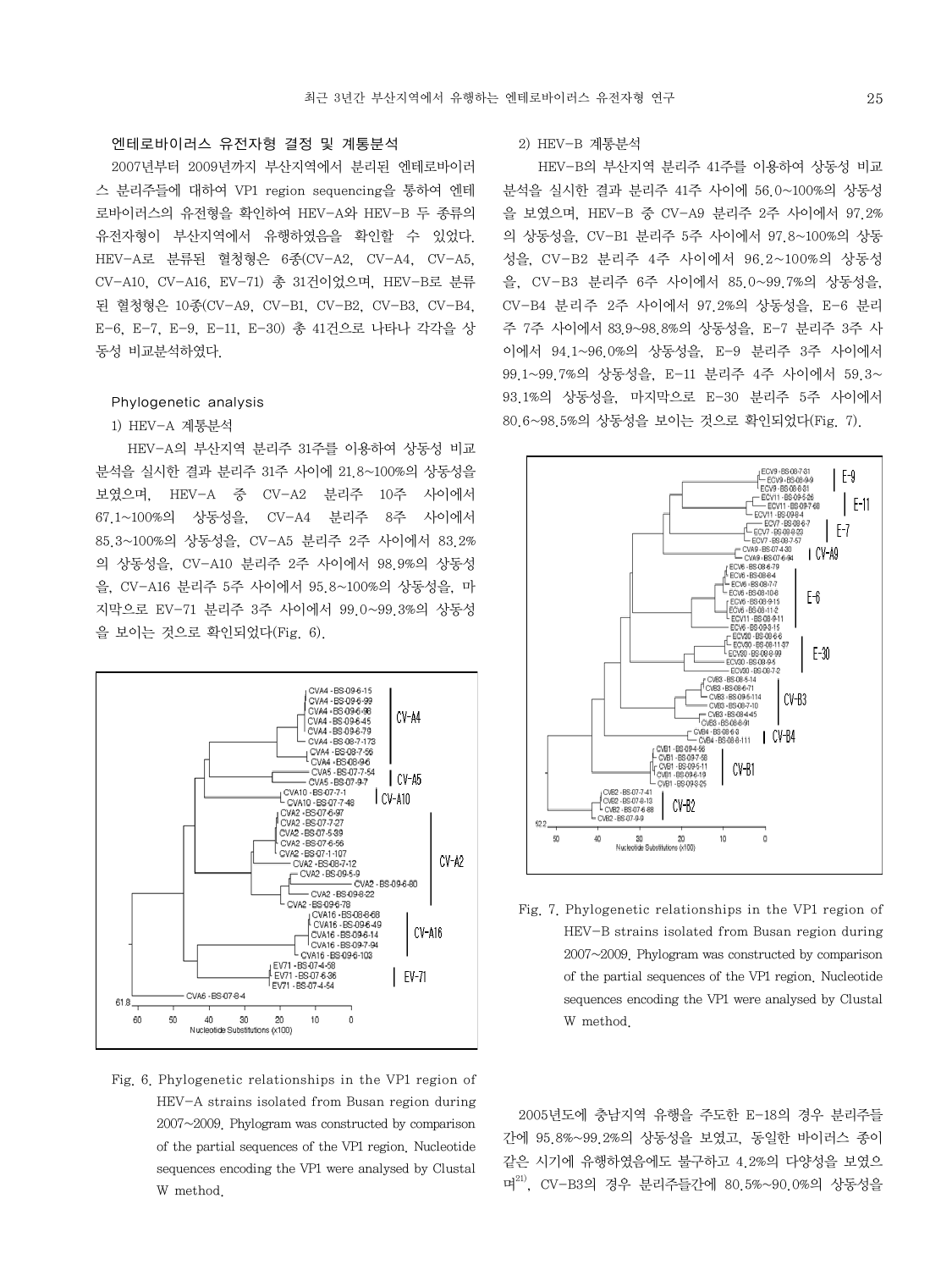### 엔테로바이러스 유전자형 결정 및 계통분석

2007년부터 2009년까지 부산지역에서 분리된 엔테로바이러스 분리주들에 대하여 VP1 region sequencing을 통하여 엔테로바이러스의 유전형을 확인하여 HEV-A와 HEV-B 두 종류의 유전자형이 부산지역에서 유행하였음을 확인할 수 있었다. HEV-A로 분류된 혈청형은 6종(CV-A2, CV-A4, CV-A5, CV-A10, CV-A16, EV-71) 총 31건이었으며, HEV-B로 분류된 혈청형은 10종(CV-A9, CV-B1, CV-B2, CV-B3, CV-B4, E-6, E-7, E-9, E-11, E-30) 총 41건으로 나타나 각각을 상동성 비교분석하였다.

### Phylogenetic analysis

1) HEV-A 계통분석

HEV-A의 부산지역 분리주 31주를 이용하여 상동성 비교분석을 실시한 결과 분리주 31주 사이에 21.8~100%의 상동성을 보였으며, HEV-A 중 CV-A2 분리주 10주 사이에서 67.1~100%의 상동성을, CV-A4 분리주 8주 사이에서 85.3~100%의 상동성을, CV-A5 분리주 2주 사이에서 83.2%의 상동성을, CV-A10 분리주 2주 사이에서 98.9%의 상동성을, CV-A16 분리주 5주 사이에서 95.8~100%의 상동성을, 마지막으로 EV-71 분리주 3주 사이에서 99.0~99.3%의 상동성을 보이는 것으로 확인되었다(Fig. 6).

Fig. 6. Phylogenetic relationships in the VP1 region of HEV-A strains isolated from Busan region during 2007~2009. Phylogram was constructed by comparison of the partial sequences of the VP1 region. Nucleotide sequences encoding the VP1 were analysed by Clustal W method.

2) HEV-B 계통분석

HEV-B의 부산지역 분리주 41주를 이용하여 상동성 비교분석을 실시한 결과 분리주 41주 사이에 56.0~100%의 상동성을 보였으며, HEV-B 중 CV-A9 분리주 2주 사이에서 97.2%의 상동성을, CV-B1 분리주 5주 사이에서 97.8~100%의 상동성을, CV-B2 분리주 4주 사이에서 96.2~100%의 상동성을, CV-B3 분리주 6주 사이에서 85.0~99.7%의 상동성을, CV-B4 분리주 2주 사이에서 97.2%의 상동성을, E-6 분리주 7주 사이에서 83.9~98.8%의 상동성을, E-7 분리주 3주 사이에서 94.1~96.0%의 상동성을, E-9 분리주 3주 사이에서 99.1~99.7%의 상동성을, E-11 분리주 4주 사이에서 59.3~93.1%의 상동성을, 마지막으로 E-30 분리주 5주 사이에서 80.6~98.5%의 상동성을 보이는 것으로 확인되었다(Fig. 7).

Fig. 7. Phylogenetic relationships in the VP1 region of HEV-B strains isolated from Busan region during 2007~2009. Phylogram was constructed by comparison of the partial sequences of the VP1 region. Nucleotide sequences encoding the VP1 were analysed by Clustal W method.

2005년도에 충남지역 유행을 주도한 E-18의 경우 분리주들간에 95.8%~99.2%의 상동성을 보였고, 동일한 바이러스 종이 같은 시기에 유행하였음에도 불구하고 4.2%의 다양성을 보였으며[21], CV-B3의 경우 분리주들간에 80.5%~90.0%의 상동성을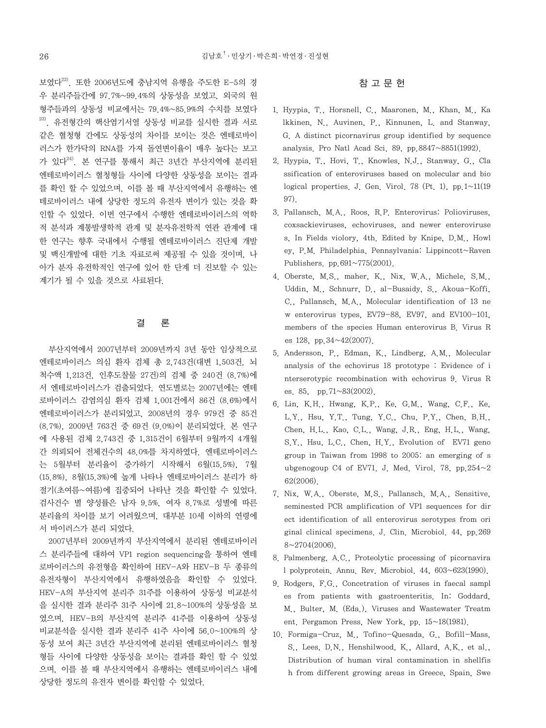보였다[22]. 또한 2006년도에 충남지역 유행을 주도한 E-5의 경우 분리주들간에 97.7%~99.4%의 상동성을 보였고, 외국의 원형주들과의 상동성 비교에서는 79.4%~85.9%의 수치를 보였다[23]. 유전형간의 핵산염기서열 상동성 비교를 실시한 결과 서로 같은 혈청형 간에도 상동성의 차이를 보이는 것은 엔테로바이러스가 한가닥의 RNA를 가져 돌연변이율이 매우 높다는 보고가 있다[24]. 본 연구를 통해서 최근 3년간 부산지역에 분리된 엔테로바이러스 혈청형들 사이에 다양한 상동성을 보이는 결과를 확인 할 수 있었으며, 이를 볼 때 부산지역에서 유행하는 엔테로바이러스 내에 상당한 정도의 유전자 변이가 있는 것을 확인할 수 있었다. 이번 연구에서 수행한 엔테로바이러스의 역학적 분석과 계통발생학적 관계 및 분자유전학적 연관 관계에 대한 연구는 향후 국내에서 수행될 엔테로바이러스 진단제 개발 및 백신개발에 대한 기초 자료로써 제공될 수 있을 것이며, 나아가 분자 유전학적인 연구에 있어 한 단계 더 진보할 수 있는 계기가 될 수 있을 것으로 사료된다.

## 결 론

부산지역에서 2007년부터 2009년까지 3년 동안 임상적으로 엔테로바이러스 의심 환자 검체 총 2,743건(대변 1,503건, 뇌척수액 1,213건, 인후도찰물 27건)의 검체 중 240건 (8.7%)에서 엔테로바이러스가 검출되었다. 연도별로는 2007년에는 엔테로바이러스 감염의심 환자 검체 1,001건에서 86건 (8.6%)에서 엔테로바이러스가 분리되었고, 2008년의 경우 979건 중 85건 (8.7%), 2009년 763건 중 69건 (9.0%)이 분리되었다. 본 연구에 사용된 검체 2,743건 중 1,315건이 6월부터 9월까지 4개월간 의뢰되어 전체건수의 48.0%를 차지하였다. 엔테로바이러스는 5월부터 분리율이 증가하기 시작해서 6월(15.5%), 7월(15.8%), 8월(15.3%)에 높게 나타나 엔테로바이러스 분리가 하절기(초여름~여름)에 집중되어 나타난 것을 확인할 수 있었다. 검사건수 별 양성률은 남자 9.5%, 여자 8.7%로 성별에 따른 분리율의 차이를 보기 어려웠으며, 대부분 10세 이하의 연령에서 바이러스가 분리 되었다.

2007년부터 2009년까지 부산지역에서 분리된 엔테로바이러스 분리주들에 대하여 VP1 region sequencing을 통하여 엔테로바이러스의 유전형을 확인하여 HEV-A와 HEV-B 두 종류의 유전자형이 부산지역에서 유행하였음을 확인할 수 있었다. HEV-A의 부산지역 분리주 31주를 이용하여 상동성 비교분석을 실시한 결과 분리주 31주 사이에 21.8~100%의 상동성을 보였으며, HEV-B의 부산지역 분리주 41주를 이용하여 상동성 비교분석을 실시한 결과 분리주 41주 사이에 56.0~100%의 상동성 보여 최근 3년간 부산지역에 분리된 엔테로바이러스 혈청형들 사이에 다양한 상동성을 보이는 결과를 확인 할 수 있었으며, 이를 볼 때 부산지역에서 유행하는 엔테로바이러스 내에 상당한 정도의 유전자 변이를 확인할 수 있었다.

## 참 고 문 헌

1. Hyypia, T., Horsnell, C., Maaronen, M., Khan, M., Kalkkinen, N., Auvinen, P., Kinnunen, L. and Stanway, G. A distinct picornavirus group identified by sequence analysis. Pro Natl Acad Sci. 89, pp.8847~8851(1992).
2. Hyypia, T., Hovi, T., Knowles, N.J., Stanway, G., Classification of enteroviruses based on molecular and biological properties. J. Gen. Virol. 78 (Pt. 1), pp.1~11(1997).
3. Pallansch, M.A., Roos, R.P. Enterovirus: Polioviruses, coxsackieviruses, echoviruses, and newer enteroviruses, In Fields violory, 4th. Edited by Knipe, D.M., Howley, P.M. Philadelphia, Pennsylvania: Lippincott~Raven Publishers. pp.691~775(2001).
4. Oberste, M.S., maher, K., Nix, W.A., Michele, S.M., Uddin, M., Schnurr, D., al-Busaidy, S., Akoua-Koffi, C., Pallansch, M.A., Molecular identification of 13 new enterovirus types, EV79-88, EV97, and EV100-101, members of the species Human enterovirus B. Virus Res 128, pp.34~42(2007).
5. Andersson, P., Edman, K., Lindberg, A.M., Molecular analysis of the echovirus 18 prototype : Evidence of interserotypic recombination with echovirus 9. Virus Res. 85, pp.71~83(2002).
6. Lin, K.H., Hwang, K.P., Ke, G.M., Wang, C.F., Ke, L.Y., Hsu, Y.T., Tung, Y.C., Chu, P.Y., Chen, B.H., Chen, H.L., Kao, C.L., Wang, J.R., Eng, H.L., Wang, S.Y., Hsu, L.C., Chen, H.Y., Evolution of EV71 genogroup in Taiwan from 1998 to 2005: an emerging of subgenogoup C4 of EV71. J. Med. Virol. 78, pp.254~262(2006).
7. Nix, W.A., Oberste, M.S., Pallansch, M.A., Sensitive, seminested PCR amplification of VP1 sequences for direct identification of all enterovirus serotypes from original clinical specimens. J. Clin. Microbiol. 44, pp.2698~2704(2006).
8. Palmenberg, A.C., Proteolytic processing of picornaviral polyprotein. Annu. Rev. Microbiol. 44, 603~623(1990).
9. Rodgers, F.G., Concetration of viruses in faecal samples from patients with gastroenteritis. In: Goddard, M., Bulter, M. (Eda.), Viruses and Wastewater Treatment. Pergamon Press, New York, pp. 15~18(1981).
10. Formiga-Cruz, M., Tofino-Quesada, G., Bofill-Mass, S., Lees, D.N., Henshilwood, K., Allard, A.K., et al., Distribution of human viral contamination in shellfish from different growing areas in Greece, Spain, Swe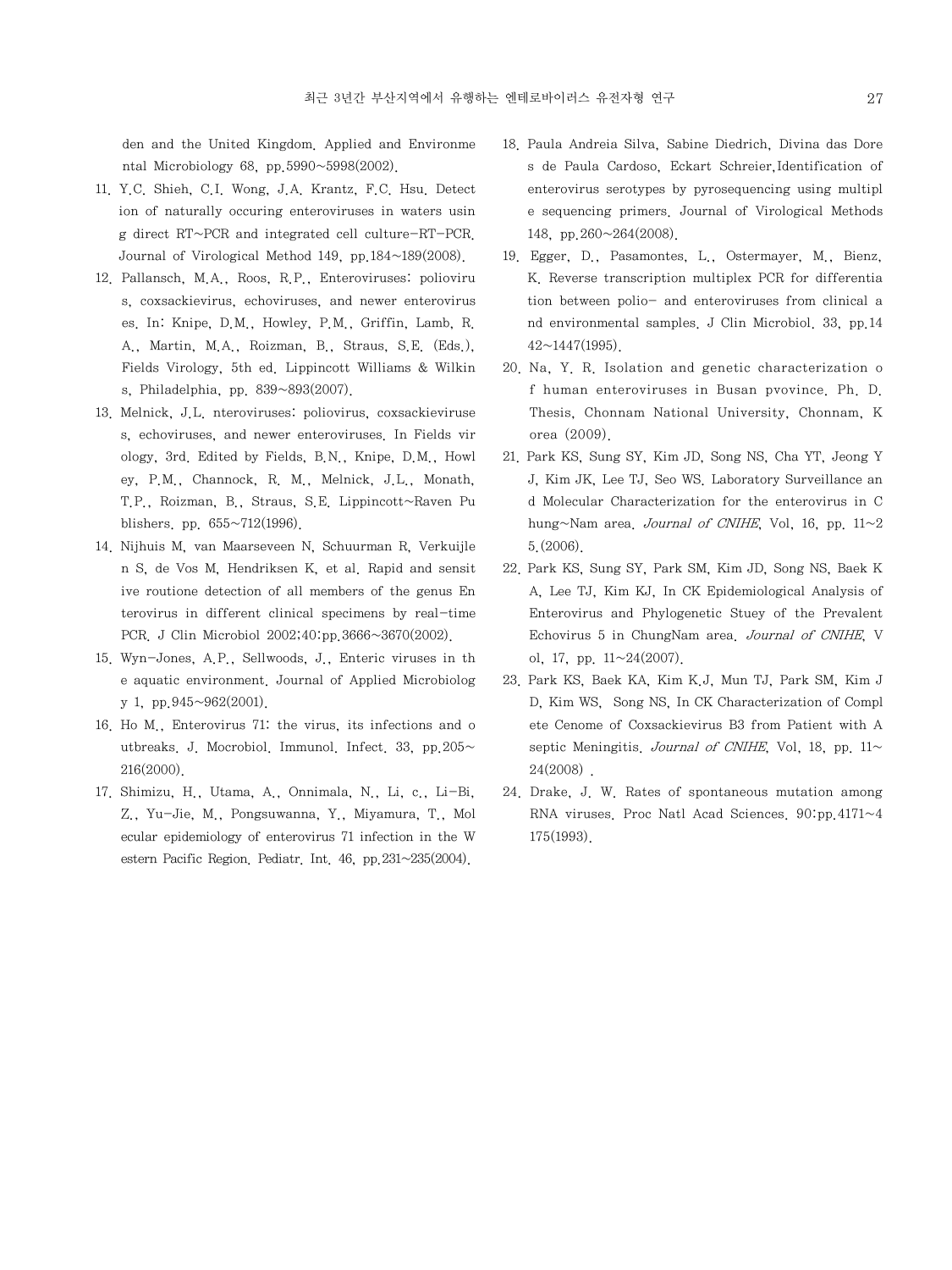den and the United Kingdom. Applied and Environmental Microbiology 68, pp.5990~5998(2002).

11. Y.C. Shieh, C.I. Wong, J.A. Krantz, F.C. Hsu. Detection of naturally occuring enteroviruses in waters using direct RT~PCR and integrated cell culture-RT-PCR. Journal of Virological Method 149, pp.184~189(2008).
12. Pallansch, M.A., Roos, R.P., Enteroviruses: poliovirus, coxsackievirus, echoviruses, and newer enteroviruses. In: Knipe, D.M., Howley, P.M., Griffin, Lamb, R. A., Martin, M.A., Roizman, B., Straus, S.E. (Eds.), Fields Virology, 5th ed. Lippincott Williams & Wilkins, Philadelphia, pp. 839~893(2007).
13. Melnick, J.L. nteroviruses: poliovirus, coxsackieviruses, echoviruses, and newer enteroviruses. In Fields virology, 3rd. Edited by Fields, B.N., Knipe, D.M., Howley, P.M., Channock, R. M., Melnick, J.L., Monath, T.P., Roizman, B., Straus, S.E. Lippincott~Raven Publishers. pp. 655~712(1996).
14. Nijhuis M, van Maarseveen N, Schuurman R, Verkuijlen S, de Vos M, Hendriksen K, et al. Rapid and sensitive routione detection of all members of the genus Enterovirus in different clinical specimens by real-time PCR. J Clin Microbiol 2002;40:pp.3666~3670(2002).
15. Wyn-Jones, A.P., Sellwoods, J., Enteric viruses in the aquatic environment. Journal of Applied Microbiology 1, pp.945~962(2001).
16. Ho M., Enterovirus 71: the virus, its infections and outbreaks. J. Mocrobiol. Immunol. Infect. 33, pp.205~216(2000).
17. Shimizu, H., Utama, A., Onnimala, N., Li, c., Li-Bi, Z., Yu-Jie, M., Pongsuwanna, Y., Miyamura, T., Molecular epidemiology of enterovirus 71 infection in the Western Pacific Region. Pediatr. Int. 46, pp.231~235(2004).
18. Paula Andreia Silva, Sabine Diedrich, Divina das Dores de Paula Cardoso, Eckart Schreier, Identification of enterovirus serotypes by pyrosequencing using multiple sequencing primers. Journal of Virological Methods 148, pp.260~264(2008).
19. Egger, D., Pasamontes, L., Ostermayer, M., Bienz, K. Reverse transcription multiplex PCR for differentiation between polio- and enteroviruses from clinical and environmental samples. J Clin Microbiol. 33, pp.1442~1447(1995).
20. Na, Y. R. Isolation and genetic characterization of human enteroviruses in Busan pvovince. Ph. D. Thesis, Chonnam National University, Chonnam, Korea (2009).
21. Park KS, Sung SY, Kim JD, Song NS, Cha YT, Jeong YJ, Kim JK, Lee TJ, Seo WS. Laboratory Surveillance and Molecular Characterization for the enterovirus in Chung~Nam area. *Journal of CNIHE*, Vol, 16, pp. 11~25.(2006).
22. Park KS, Sung SY, Park SM, Kim JD, Song NS, Baek KA, Lee TJ, Kim KJ, In CK Epidemiological Analysis of Enterovirus and Phylogenetic Stuey of the Prevalent Echovirus 5 in ChungNam area. *Journal of CNIHE*, Vol, 17, pp. 11~24(2007).
23. Park KS, Baek KA, Kim K.J, Mun TJ, Park SM, Kim JD, Kim WS, Song NS, In CK Characterization of Complete Cenome of Coxsackievirus B3 from Patient with Aseptic Meningitis. *Journal of CNIHE*, Vol, 18, pp. 11~24(2008) .
24. Drake, J. W. Rates of spontaneous mutation among RNA viruses. Proc Natl Acad Sciences. 90:pp.4171~4175(1993).